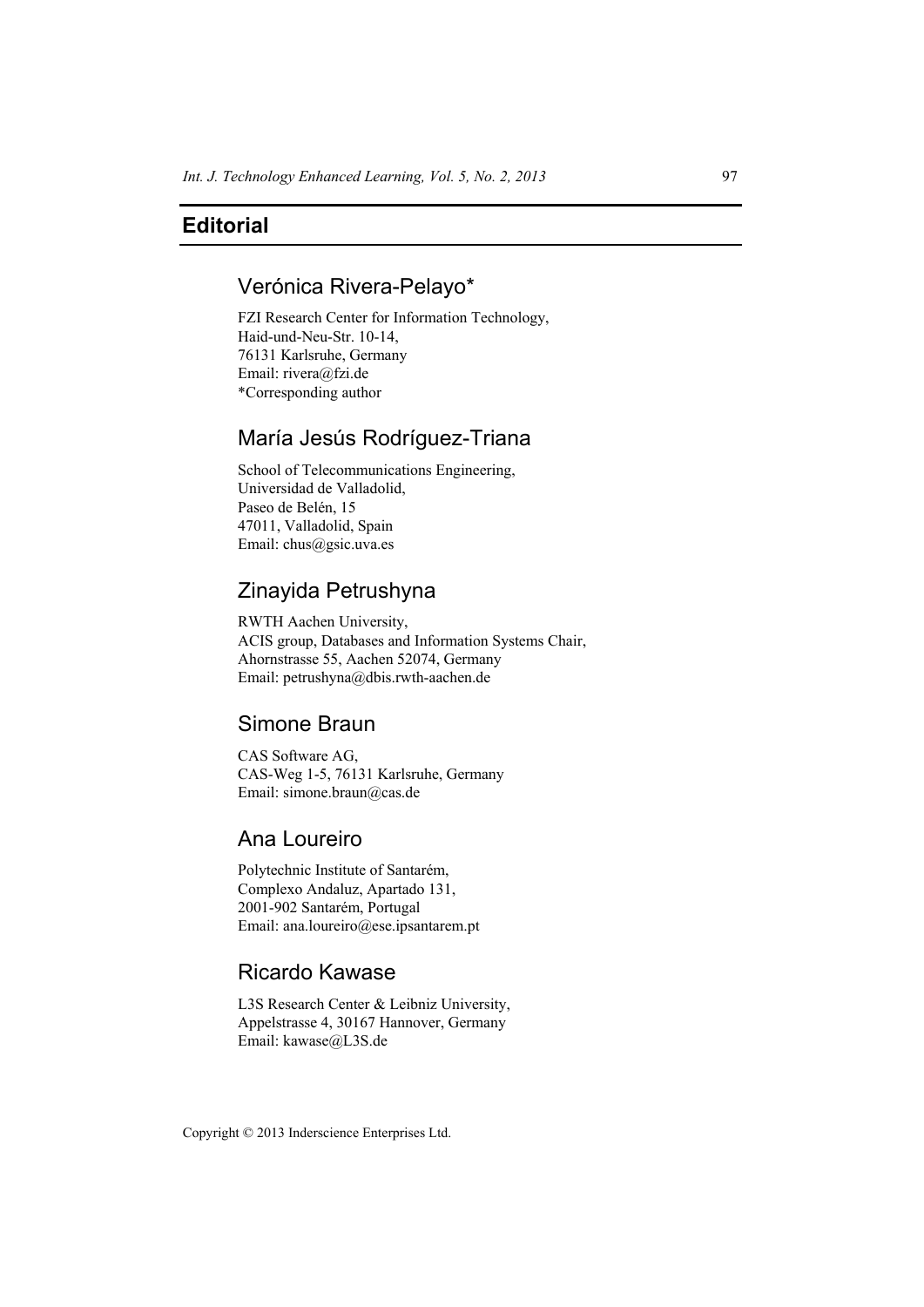# Editorial

## Verónica Rivera-Pelayo*

FZI Research Center for Information Technology,
Haid-und-Neu-Str. 10-14,
76131 Karlsruhe, Germany
Email: rivera@fzi.de
*Corresponding author

## María Jesús Rodríguez-Triana

School of Telecommunications Engineering,
Universidad de Valladolid,
Paseo de Belén, 15
47011, Valladolid, Spain
Email: chus@gsic.uva.es

## Zinayida Petrushyna

RWTH Aachen University,
ACIS group, Databases and Information Systems Chair,
Ahornstrasse 55, Aachen 52074, Germany
Email: petrushyna@dbis.rwth-aachen.de

## Simone Braun

CAS Software AG,
CAS-Weg 1-5, 76131 Karlsruhe, Germany
Email: simone.braun@cas.de

## Ana Loureiro

Polytechnic Institute of Santarém,
Complexo Andaluz, Apartado 131,
2001-902 Santarém, Portugal
Email: ana.loureiro@ese.ipsantarem.pt

## Ricardo Kawase

L3S Research Center & Leibniz University,
Appelstrasse 4, 30167 Hannover, Germany
Email: kawase@L3S.de

Copyright © 2013 Inderscience Enterprises Ltd.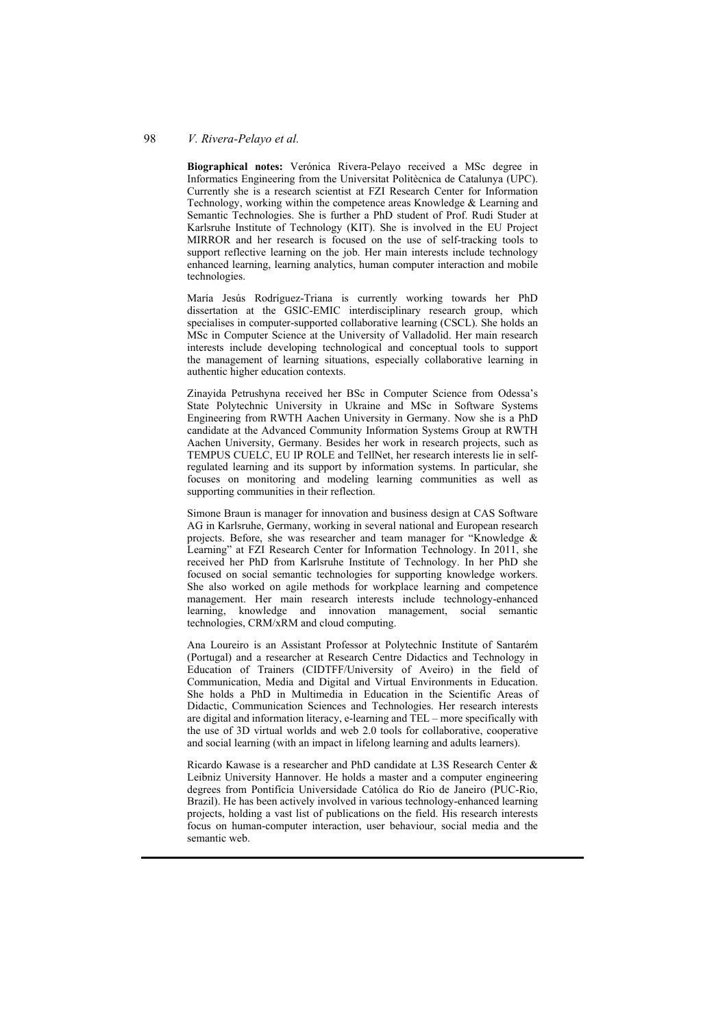**Biographical notes:** Verónica Rivera-Pelayo received a MSc degree in Informatics Engineering from the Universitat Politècnica de Catalunya (UPC). Currently she is a research scientist at FZI Research Center for Information Technology, working within the competence areas Knowledge & Learning and Semantic Technologies. She is further a PhD student of Prof. Rudi Studer at Karlsruhe Institute of Technology (KIT). She is involved in the EU Project MIRROR and her research is focused on the use of self-tracking tools to support reflective learning on the job. Her main interests include technology enhanced learning, learning analytics, human computer interaction and mobile technologies.

María Jesús Rodríguez-Triana is currently working towards her PhD dissertation at the GSIC-EMIC interdisciplinary research group, which specialises in computer-supported collaborative learning (CSCL). She holds an MSc in Computer Science at the University of Valladolid. Her main research interests include developing technological and conceptual tools to support the management of learning situations, especially collaborative learning in authentic higher education contexts.

Zinayida Petrushyna received her BSc in Computer Science from Odessa's State Polytechnic University in Ukraine and MSc in Software Systems Engineering from RWTH Aachen University in Germany. Now she is a PhD candidate at the Advanced Community Information Systems Group at RWTH Aachen University, Germany. Besides her work in research projects, such as TEMPUS CUELC, EU IP ROLE and TellNet, her research interests lie in self-regulated learning and its support by information systems. In particular, she focuses on monitoring and modeling learning communities as well as supporting communities in their reflection.

Simone Braun is manager for innovation and business design at CAS Software AG in Karlsruhe, Germany, working in several national and European research projects. Before, she was researcher and team manager for "Knowledge & Learning" at FZI Research Center for Information Technology. In 2011, she received her PhD from Karlsruhe Institute of Technology. In her PhD she focused on social semantic technologies for supporting knowledge workers. She also worked on agile methods for workplace learning and competence management. Her main research interests include technology-enhanced learning, knowledge and innovation management, social semantic technologies, CRM/xRM and cloud computing.

Ana Loureiro is an Assistant Professor at Polytechnic Institute of Santarém (Portugal) and a researcher at Research Centre Didactics and Technology in Education of Trainers (CIDTFF/University of Aveiro) in the field of Communication, Media and Digital and Virtual Environments in Education. She holds a PhD in Multimedia in Education in the Scientific Areas of Didactic, Communication Sciences and Technologies. Her research interests are digital and information literacy, e-learning and TEL – more specifically with the use of 3D virtual worlds and web 2.0 tools for collaborative, cooperative and social learning (with an impact in lifelong learning and adults learners).

Ricardo Kawase is a researcher and PhD candidate at L3S Research Center & Leibniz University Hannover. He holds a master and a computer engineering degrees from Pontifícia Universidade Católica do Rio de Janeiro (PUC-Rio, Brazil). He has been actively involved in various technology-enhanced learning projects, holding a vast list of publications on the field. His research interests focus on human-computer interaction, user behaviour, social media and the semantic web.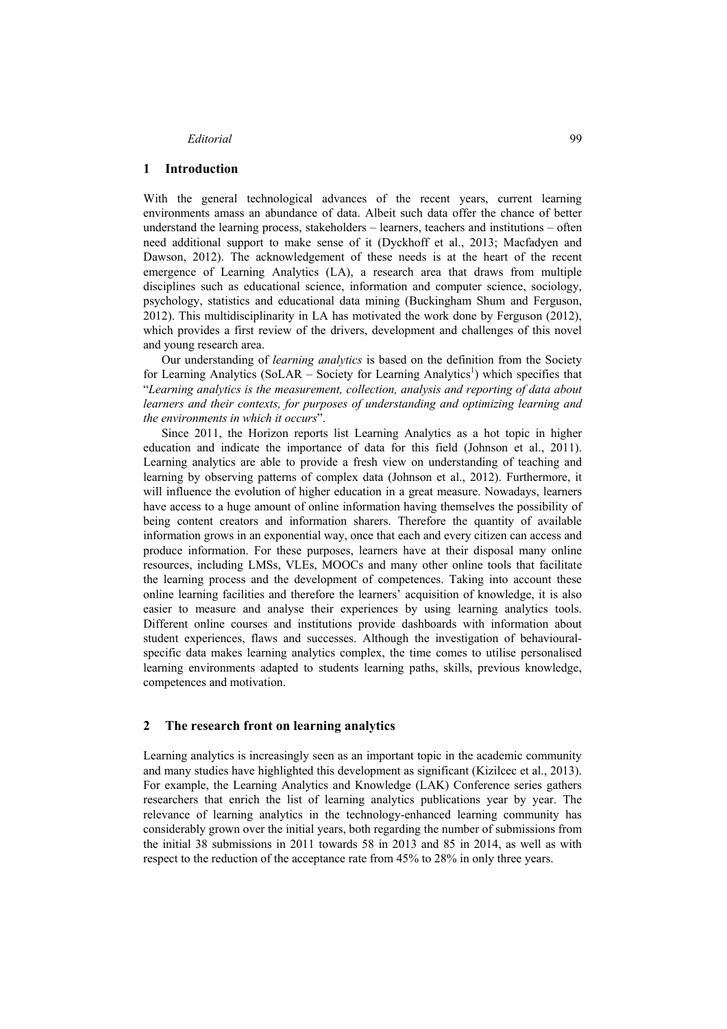## 1 Introduction

With the general technological advances of the recent years, current learning environments amass an abundance of data. Albeit such data offer the chance of better understand the learning process, stakeholders – learners, teachers and institutions – often need additional support to make sense of it (Dyckhoff et al., 2013; Macfadyen and Dawson, 2012). The acknowledgement of these needs is at the heart of the recent emergence of Learning Analytics (LA), a research area that draws from multiple disciplines such as educational science, information and computer science, sociology, psychology, statistics and educational data mining (Buckingham Shum and Ferguson, 2012). This multidisciplinarity in LA has motivated the work done by Ferguson (2012), which provides a first review of the drivers, development and challenges of this novel and young research area.

Our understanding of *learning analytics* is based on the definition from the Society for Learning Analytics (SoLAR – Society for Learning Analytics[1]) which specifies that "*Learning analytics is the measurement, collection, analysis and reporting of data about learners and their contexts, for purposes of understanding and optimizing learning and the environments in which it occurs*".

Since 2011, the Horizon reports list Learning Analytics as a hot topic in higher education and indicate the importance of data for this field (Johnson et al., 2011). Learning analytics are able to provide a fresh view on understanding of teaching and learning by observing patterns of complex data (Johnson et al., 2012). Furthermore, it will influence the evolution of higher education in a great measure. Nowadays, learners have access to a huge amount of online information having themselves the possibility of being content creators and information sharers. Therefore the quantity of available information grows in an exponential way, once that each and every citizen can access and produce information. For these purposes, learners have at their disposal many online resources, including LMSs, VLEs, MOOCs and many other online tools that facilitate the learning process and the development of competences. Taking into account these online learning facilities and therefore the learners' acquisition of knowledge, it is also easier to measure and analyse their experiences by using learning analytics tools. Different online courses and institutions provide dashboards with information about student experiences, flaws and successes. Although the investigation of behavioural-specific data makes learning analytics complex, the time comes to utilise personalised learning environments adapted to students learning paths, skills, previous knowledge, competences and motivation.

## 2 The research front on learning analytics

Learning analytics is increasingly seen as an important topic in the academic community and many studies have highlighted this development as significant (Kizilcec et al., 2013). For example, the Learning Analytics and Knowledge (LAK) Conference series gathers researchers that enrich the list of learning analytics publications year by year. The relevance of learning analytics in the technology-enhanced learning community has considerably grown over the initial years, both regarding the number of submissions from the initial 38 submissions in 2011 towards 58 in 2013 and 85 in 2014, as well as with respect to the reduction of the acceptance rate from 45% to 28% in only three years.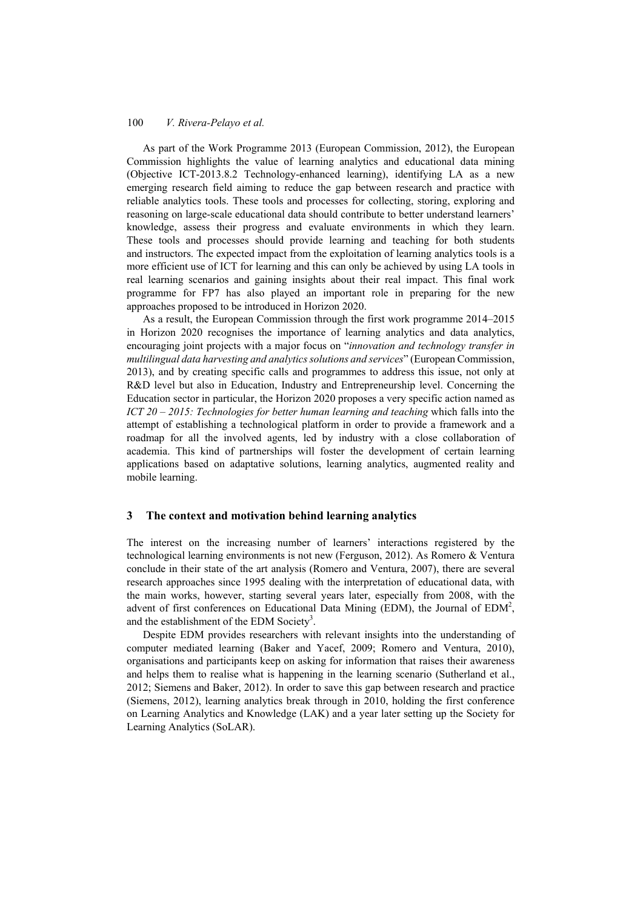As part of the Work Programme 2013 (European Commission, 2012), the European Commission highlights the value of learning analytics and educational data mining (Objective ICT-2013.8.2 Technology-enhanced learning), identifying LA as a new emerging research field aiming to reduce the gap between research and practice with reliable analytics tools. These tools and processes for collecting, storing, exploring and reasoning on large-scale educational data should contribute to better understand learners' knowledge, assess their progress and evaluate environments in which they learn. These tools and processes should provide learning and teaching for both students and instructors. The expected impact from the exploitation of learning analytics tools is a more efficient use of ICT for learning and this can only be achieved by using LA tools in real learning scenarios and gaining insights about their real impact. This final work programme for FP7 has also played an important role in preparing for the new approaches proposed to be introduced in Horizon 2020.

As a result, the European Commission through the first work programme 2014–2015 in Horizon 2020 recognises the importance of learning analytics and data analytics, encouraging joint projects with a major focus on "*innovation and technology transfer in multilingual data harvesting and analytics solutions and services*" (European Commission, 2013), and by creating specific calls and programmes to address this issue, not only at R&D level but also in Education, Industry and Entrepreneurship level. Concerning the Education sector in particular, the Horizon 2020 proposes a very specific action named as *ICT 20 – 2015: Technologies for better human learning and teaching* which falls into the attempt of establishing a technological platform in order to provide a framework and a roadmap for all the involved agents, led by industry with a close collaboration of academia. This kind of partnerships will foster the development of certain learning applications based on adaptative solutions, learning analytics, augmented reality and mobile learning.

## 3 The context and motivation behind learning analytics

The interest on the increasing number of learners' interactions registered by the technological learning environments is not new (Ferguson, 2012). As Romero & Ventura conclude in their state of the art analysis (Romero and Ventura, 2007), there are several research approaches since 1995 dealing with the interpretation of educational data, with the main works, however, starting several years later, especially from 2008, with the advent of first conferences on Educational Data Mining (EDM), the Journal of EDM[2], and the establishment of the EDM Society[3].

Despite EDM provides researchers with relevant insights into the understanding of computer mediated learning (Baker and Yacef, 2009; Romero and Ventura, 2010), organisations and participants keep on asking for information that raises their awareness and helps them to realise what is happening in the learning scenario (Sutherland et al., 2012; Siemens and Baker, 2012). In order to save this gap between research and practice (Siemens, 2012), learning analytics break through in 2010, holding the first conference on Learning Analytics and Knowledge (LAK) and a year later setting up the Society for Learning Analytics (SoLAR).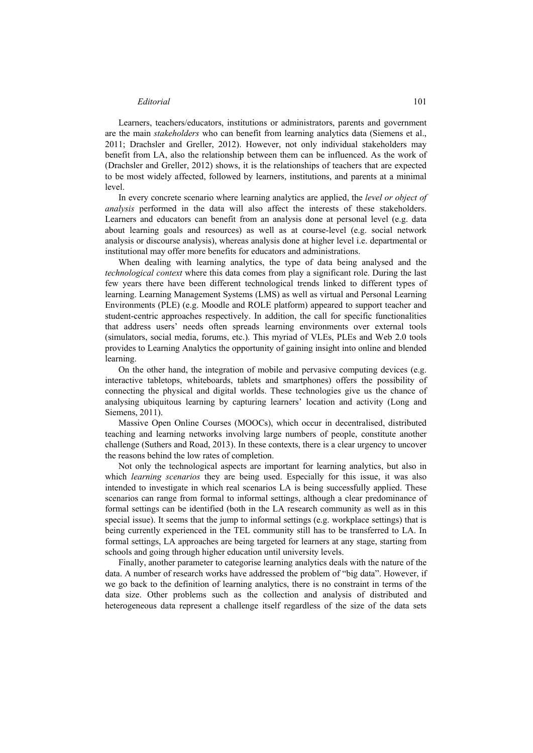Learners, teachers/educators, institutions or administrators, parents and government are the main *stakeholders* who can benefit from learning analytics data (Siemens et al., 2011; Drachsler and Greller, 2012). However, not only individual stakeholders may benefit from LA, also the relationship between them can be influenced. As the work of (Drachsler and Greller, 2012) shows, it is the relationships of teachers that are expected to be most widely affected, followed by learners, institutions, and parents at a minimal level.

In every concrete scenario where learning analytics are applied, the *level or object of analysis* performed in the data will also affect the interests of these stakeholders. Learners and educators can benefit from an analysis done at personal level (e.g. data about learning goals and resources) as well as at course-level (e.g. social network analysis or discourse analysis), whereas analysis done at higher level i.e. departmental or institutional may offer more benefits for educators and administrations.

When dealing with learning analytics, the type of data being analysed and the *technological context* where this data comes from play a significant role. During the last few years there have been different technological trends linked to different types of learning. Learning Management Systems (LMS) as well as virtual and Personal Learning Environments (PLE) (e.g. Moodle and ROLE platform) appeared to support teacher and student-centric approaches respectively. In addition, the call for specific functionalities that address users' needs often spreads learning environments over external tools (simulators, social media, forums, etc.). This myriad of VLEs, PLEs and Web 2.0 tools provides to Learning Analytics the opportunity of gaining insight into online and blended learning.

On the other hand, the integration of mobile and pervasive computing devices (e.g. interactive tabletops, whiteboards, tablets and smartphones) offers the possibility of connecting the physical and digital worlds. These technologies give us the chance of analysing ubiquitous learning by capturing learners' location and activity (Long and Siemens, 2011).

Massive Open Online Courses (MOOCs), which occur in decentralised, distributed teaching and learning networks involving large numbers of people, constitute another challenge (Suthers and Road, 2013). In these contexts, there is a clear urgency to uncover the reasons behind the low rates of completion.

Not only the technological aspects are important for learning analytics, but also in which *learning scenarios* they are being used. Especially for this issue, it was also intended to investigate in which real scenarios LA is being successfully applied. These scenarios can range from formal to informal settings, although a clear predominance of formal settings can be identified (both in the LA research community as well as in this special issue). It seems that the jump to informal settings (e.g. workplace settings) that is being currently experienced in the TEL community still has to be transferred to LA. In formal settings, LA approaches are being targeted for learners at any stage, starting from schools and going through higher education until university levels.

Finally, another parameter to categorise learning analytics deals with the nature of the data. A number of research works have addressed the problem of "big data". However, if we go back to the definition of learning analytics, there is no constraint in terms of the data size. Other problems such as the collection and analysis of distributed and heterogeneous data represent a challenge itself regardless of the size of the data sets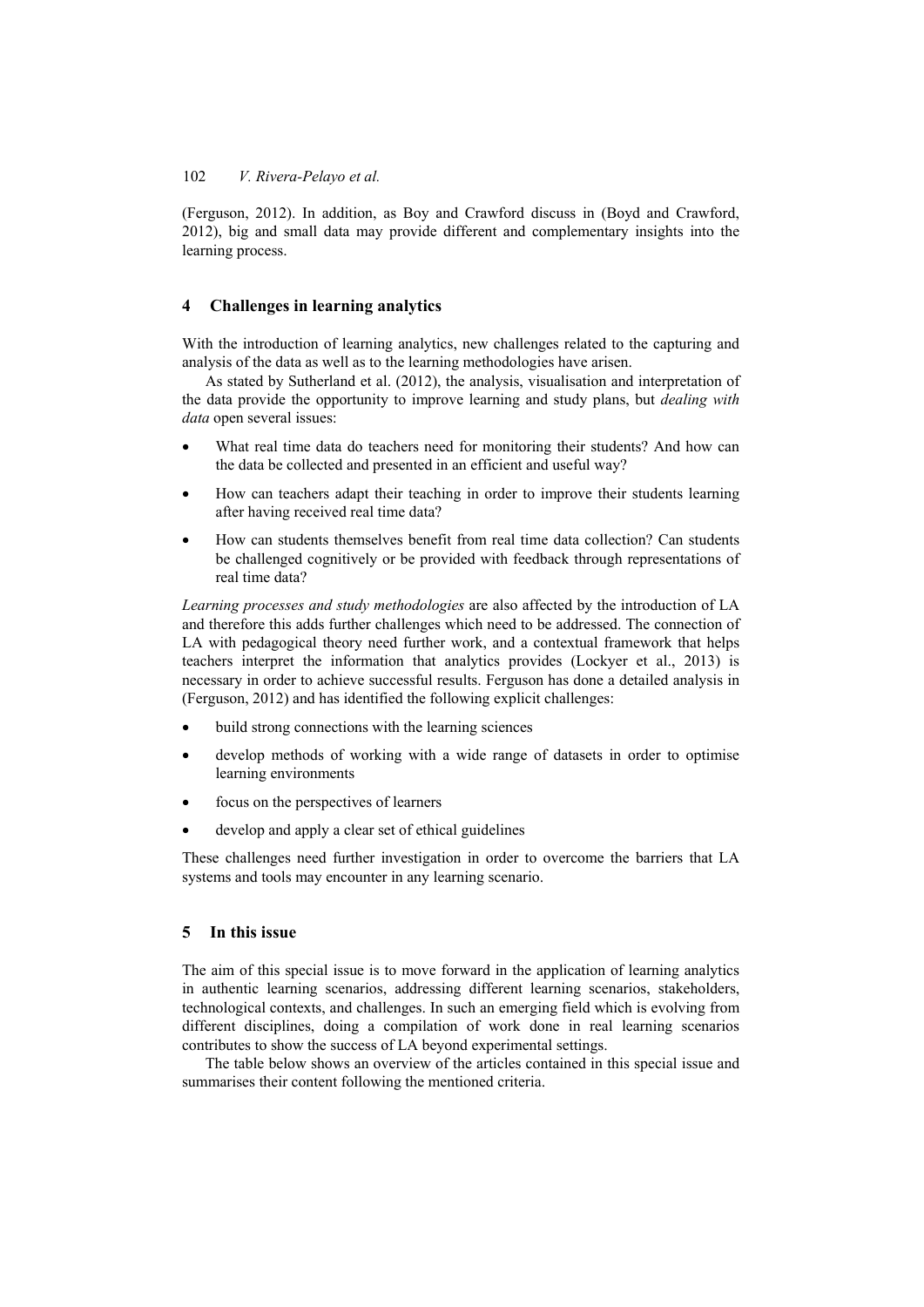(Ferguson, 2012). In addition, as Boy and Crawford discuss in (Boyd and Crawford, 2012), big and small data may provide different and complementary insights into the learning process.

## 4 Challenges in learning analytics

With the introduction of learning analytics, new challenges related to the capturing and analysis of the data as well as to the learning methodologies have arisen.

As stated by Sutherland et al. (2012), the analysis, visualisation and interpretation of the data provide the opportunity to improve learning and study plans, but *dealing with data* open several issues:

- What real time data do teachers need for monitoring their students? And how can the data be collected and presented in an efficient and useful way?
- How can teachers adapt their teaching in order to improve their students learning after having received real time data?
- How can students themselves benefit from real time data collection? Can students be challenged cognitively or be provided with feedback through representations of real time data?

*Learning processes and study methodologies* are also affected by the introduction of LA and therefore this adds further challenges which need to be addressed. The connection of LA with pedagogical theory need further work, and a contextual framework that helps teachers interpret the information that analytics provides (Lockyer et al., 2013) is necessary in order to achieve successful results. Ferguson has done a detailed analysis in (Ferguson, 2012) and has identified the following explicit challenges:

- build strong connections with the learning sciences
- develop methods of working with a wide range of datasets in order to optimise learning environments
- focus on the perspectives of learners
- develop and apply a clear set of ethical guidelines

These challenges need further investigation in order to overcome the barriers that LA systems and tools may encounter in any learning scenario.

## 5 In this issue

The aim of this special issue is to move forward in the application of learning analytics in authentic learning scenarios, addressing different learning scenarios, stakeholders, technological contexts, and challenges. In such an emerging field which is evolving from different disciplines, doing a compilation of work done in real learning scenarios contributes to show the success of LA beyond experimental settings.

The table below shows an overview of the articles contained in this special issue and summarises their content following the mentioned criteria.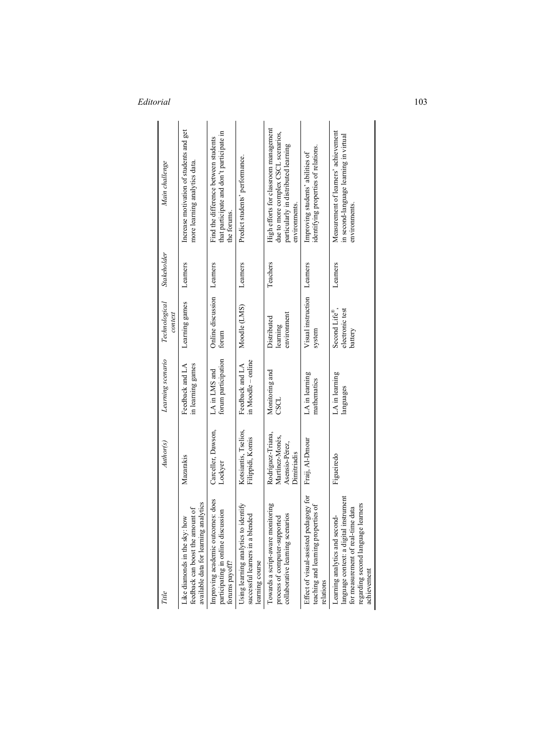| Title | Author(s) | Learning scenario | Technological context | Stakeholder | Main challenge |
|---|---|---|---|---|---|
| Like diamonds in the sky: how feedback can boost the amount of available data for learning analytics | Mazarakis | Feedback and LA in learning games | Learning games | Learners | Increase motivation of students and get more learning analytics data. |
| Improving academic outcomes: does participating in online discussion forums payoff? | Carceller, Dawson, Lockyer | LA in LMS and forum participation | Online discussion forum | Learners | Find the difference between students that participate and don't participate in the forums. |
| Using learning analytics to identify successful learners in a blended learning course | Kotsiantis, Tselios, Filippidi, Komis | Feedback and LA in Moodle – online | Moodle (LMS) | Learners | Predict students' performance. |
| Towards a script-aware monitoring process of computer-supported collaborative learning scenarios | Rodríguez-Triana, Martínez-Monés, Asensio-Pérez, Dimitriadis | Monitoring and CSCL | Distributed learning environment | Teachers | High efforts for classroom management due to more complex CSCL scenarios, particularly in distributed learning environments. |
| Effect of visual-assisted pedagogy for teaching and learning properties of relations | Fraij, Al-Dmour | LA in learning mathematics | Visual instruction system | Learners | Improving students' abilities of identifying properties of relations. |
| Learning analytics and second-language context: a digital instrument for measurement of real-time data regarding second language learners achievement | Figueiredo | LA in learning languages | Second Life®, electronic test battery | Learners | Measurement of learners' achievement in second-language learning in virtual environments. |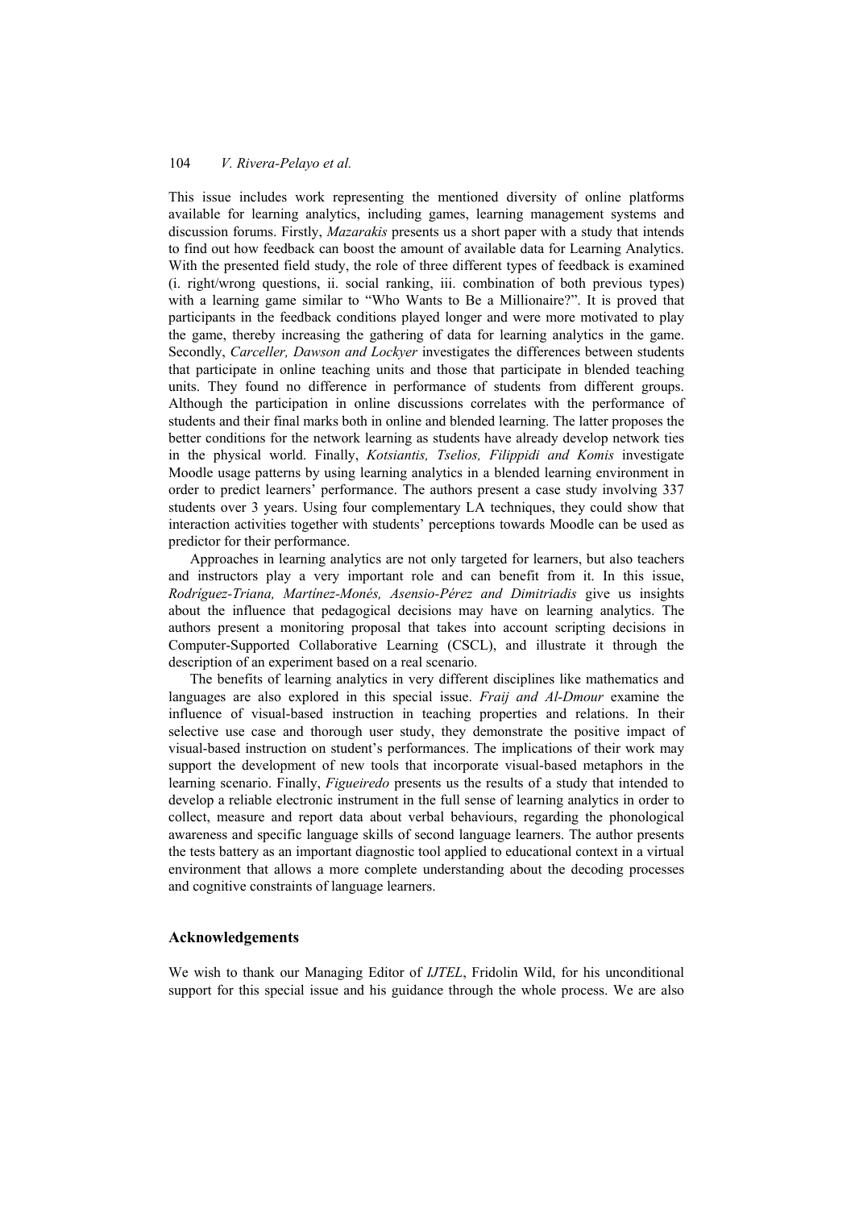This issue includes work representing the mentioned diversity of online platforms available for learning analytics, including games, learning management systems and discussion forums. Firstly, *Mazarakis* presents us a short paper with a study that intends to find out how feedback can boost the amount of available data for Learning Analytics. With the presented field study, the role of three different types of feedback is examined (i. right/wrong questions, ii. social ranking, iii. combination of both previous types) with a learning game similar to "Who Wants to Be a Millionaire?". It is proved that participants in the feedback conditions played longer and were more motivated to play the game, thereby increasing the gathering of data for learning analytics in the game. Secondly, *Carceller, Dawson and Lockyer* investigates the differences between students that participate in online teaching units and those that participate in blended teaching units. They found no difference in performance of students from different groups. Although the participation in online discussions correlates with the performance of students and their final marks both in online and blended learning. The latter proposes the better conditions for the network learning as students have already develop network ties in the physical world. Finally, *Kotsiantis, Tselios, Filippidi and Komis* investigate Moodle usage patterns by using learning analytics in a blended learning environment in order to predict learners' performance. The authors present a case study involving 337 students over 3 years. Using four complementary LA techniques, they could show that interaction activities together with students' perceptions towards Moodle can be used as predictor for their performance.

Approaches in learning analytics are not only targeted for learners, but also teachers and instructors play a very important role and can benefit from it. In this issue, *Rodríguez-Triana, Martínez-Monés, Asensio-Pérez and Dimitriadis* give us insights about the influence that pedagogical decisions may have on learning analytics. The authors present a monitoring proposal that takes into account scripting decisions in Computer-Supported Collaborative Learning (CSCL), and illustrate it through the description of an experiment based on a real scenario.

The benefits of learning analytics in very different disciplines like mathematics and languages are also explored in this special issue. *Fraij and Al-Dmour* examine the influence of visual-based instruction in teaching properties and relations. In their selective use case and thorough user study, they demonstrate the positive impact of visual-based instruction on student's performances. The implications of their work may support the development of new tools that incorporate visual-based metaphors in the learning scenario. Finally, *Figueiredo* presents us the results of a study that intended to develop a reliable electronic instrument in the full sense of learning analytics in order to collect, measure and report data about verbal behaviours, regarding the phonological awareness and specific language skills of second language learners. The author presents the tests battery as an important diagnostic tool applied to educational context in a virtual environment that allows a more complete understanding about the decoding processes and cognitive constraints of language learners.

## Acknowledgements

We wish to thank our Managing Editor of *IJTEL*, Fridolin Wild, for his unconditional support for this special issue and his guidance through the whole process. We are also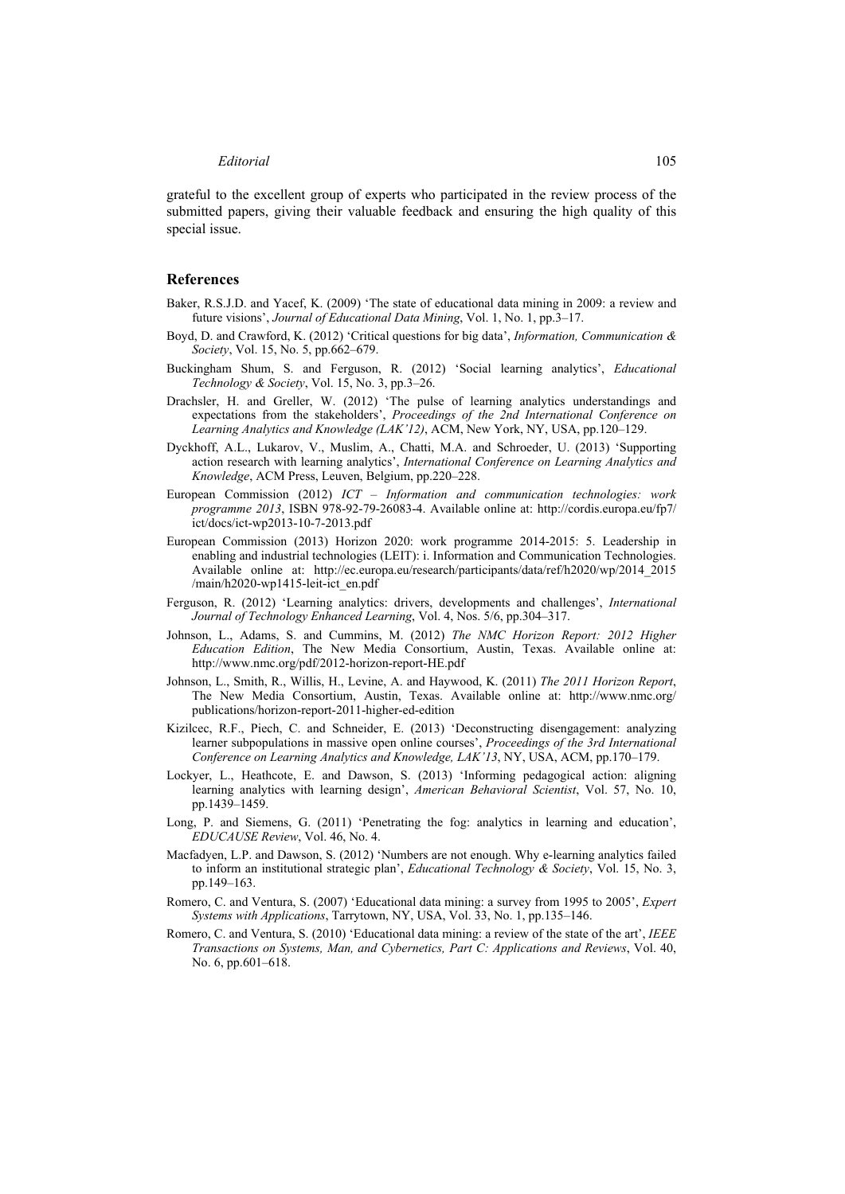grateful to the excellent group of experts who participated in the review process of the submitted papers, giving their valuable feedback and ensuring the high quality of this special issue.

## References

Baker, R.S.J.D. and Yacef, K. (2009) 'The state of educational data mining in 2009: a review and future visions', *Journal of Educational Data Mining*, Vol. 1, No. 1, pp.3–17.

Boyd, D. and Crawford, K. (2012) 'Critical questions for big data', *Information, Communication & Society*, Vol. 15, No. 5, pp.662–679.

Buckingham Shum, S. and Ferguson, R. (2012) 'Social learning analytics', *Educational Technology & Society*, Vol. 15, No. 3, pp.3–26.

Drachsler, H. and Greller, W. (2012) 'The pulse of learning analytics understandings and expectations from the stakeholders', *Proceedings of the 2nd International Conference on Learning Analytics and Knowledge (LAK'12)*, ACM, New York, NY, USA, pp.120–129.

Dyckhoff, A.L., Lukarov, V., Muslim, A., Chatti, M.A. and Schroeder, U. (2013) 'Supporting action research with learning analytics', *International Conference on Learning Analytics and Knowledge*, ACM Press, Leuven, Belgium, pp.220–228.

European Commission (2012) *ICT – Information and communication technologies: work programme 2013*, ISBN 978-92-79-26083-4. Available online at: http://cordis.europa.eu/fp7/ict/docs/ict-wp2013-10-7-2013.pdf

European Commission (2013) Horizon 2020: work programme 2014-2015: 5. Leadership in enabling and industrial technologies (LEIT): i. Information and Communication Technologies. Available online at: http://ec.europa.eu/research/participants/data/ref/h2020/wp/2014_2015/main/h2020-wp1415-leit-ict_en.pdf

Ferguson, R. (2012) 'Learning analytics: drivers, developments and challenges', *International Journal of Technology Enhanced Learning*, Vol. 4, Nos. 5/6, pp.304–317.

Johnson, L., Adams, S. and Cummins, M. (2012) *The NMC Horizon Report: 2012 Higher Education Edition*, The New Media Consortium, Austin, Texas. Available online at: http://www.nmc.org/pdf/2012-horizon-report-HE.pdf

Johnson, L., Smith, R., Willis, H., Levine, A. and Haywood, K. (2011) *The 2011 Horizon Report*, The New Media Consortium, Austin, Texas. Available online at: http://www.nmc.org/publications/horizon-report-2011-higher-ed-edition

Kizilcec, R.F., Piech, C. and Schneider, E. (2013) 'Deconstructing disengagement: analyzing learner subpopulations in massive open online courses', *Proceedings of the 3rd International Conference on Learning Analytics and Knowledge, LAK'13*, NY, USA, ACM, pp.170–179.

Lockyer, L., Heathcote, E. and Dawson, S. (2013) 'Informing pedagogical action: aligning learning analytics with learning design', *American Behavioral Scientist*, Vol. 57, No. 10, pp.1439–1459.

Long, P. and Siemens, G. (2011) 'Penetrating the fog: analytics in learning and education', *EDUCAUSE Review*, Vol. 46, No. 4.

Macfadyen, L.P. and Dawson, S. (2012) 'Numbers are not enough. Why e-learning analytics failed to inform an institutional strategic plan', *Educational Technology & Society*, Vol. 15, No. 3, pp.149–163.

Romero, C. and Ventura, S. (2007) 'Educational data mining: a survey from 1995 to 2005', *Expert Systems with Applications*, Tarrytown, NY, USA, Vol. 33, No. 1, pp.135–146.

Romero, C. and Ventura, S. (2010) 'Educational data mining: a review of the state of the art', *IEEE Transactions on Systems, Man, and Cybernetics, Part C: Applications and Reviews*, Vol. 40, No. 6, pp.601–618.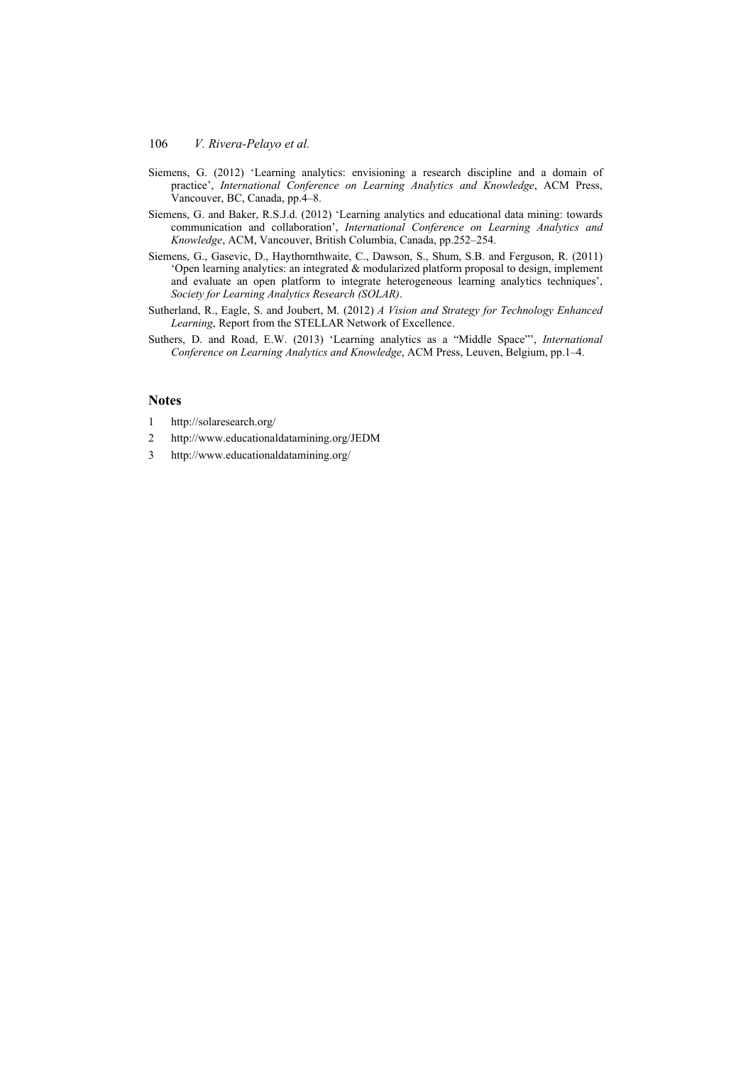Siemens, G. (2012) 'Learning analytics: envisioning a research discipline and a domain of practice', *International Conference on Learning Analytics and Knowledge*, ACM Press, Vancouver, BC, Canada, pp.4–8.

Siemens, G. and Baker, R.S.J.d. (2012) 'Learning analytics and educational data mining: towards communication and collaboration', *International Conference on Learning Analytics and Knowledge*, ACM, Vancouver, British Columbia, Canada, pp.252–254.

Siemens, G., Gasevic, D., Haythornthwaite, C., Dawson, S., Shum, S.B. and Ferguson, R. (2011) 'Open learning analytics: an integrated & modularized platform proposal to design, implement and evaluate an open platform to integrate heterogeneous learning analytics techniques', *Society for Learning Analytics Research (SOLAR)*.

Sutherland, R., Eagle, S. and Joubert, M. (2012) *A Vision and Strategy for Technology Enhanced Learning*, Report from the STELLAR Network of Excellence.

Suthers, D. and Road, E.W. (2013) 'Learning analytics as a "Middle Space"', *International Conference on Learning Analytics and Knowledge*, ACM Press, Leuven, Belgium, pp.1–4.

## Notes

1 http://solaresearch.org/

2 http://www.educationaldatamining.org/JEDM

3 http://www.educationaldatamining.org/